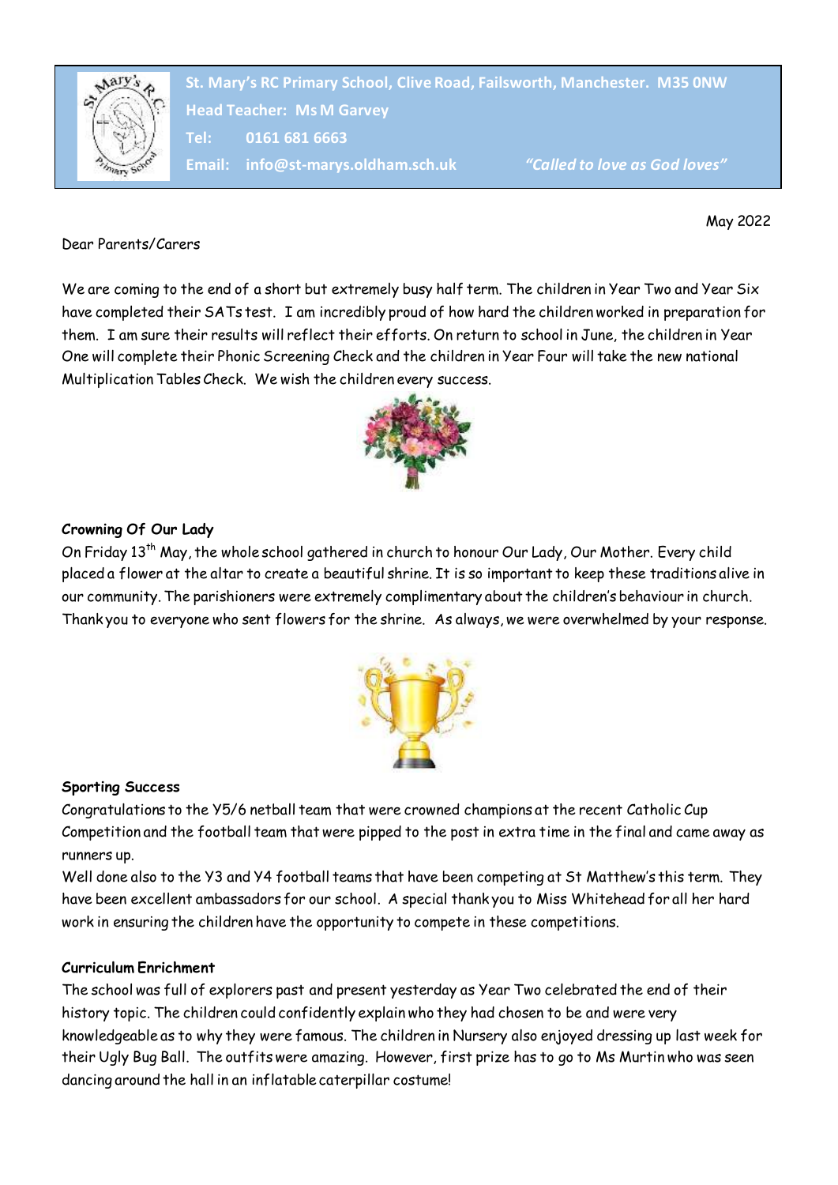St. Mary's RC Primary School, Clive Road, Failsworth, Manchester. M35 0NW
Head Teacher: Ms M Garvey
Tel: 0161 681 6663
Email: info@st-marys.oldham.sch.uk

*"Called to love as God loves"*

May 2022

Dear Parents/Carers

We are coming to the end of a short but extremely busy half term. The children in Year Two and Year Six have completed their SATs test. I am incredibly proud of how hard the children worked in preparation for them. I am sure their results will reflect their efforts. On return to school in June, the children in Year One will complete their Phonic Screening Check and the children in Year Four will take the new national Multiplication Tables Check. We wish the children every success.

**Crowning Of Our Lady**

On Friday 13th May, the whole school gathered in church to honour Our Lady, Our Mother. Every child placed a flower at the altar to create a beautiful shrine. It is so important to keep these traditions alive in our community. The parishioners were extremely complimentary about the children's behaviour in church. Thank you to everyone who sent flowers for the shrine. As always, we were overwhelmed by your response.

**Sporting Success**

Congratulations to the Y5/6 netball team that were crowned champions at the recent Catholic Cup Competition and the football team that were pipped to the post in extra time in the final and came away as runners up.

Well done also to the Y3 and Y4 football teams that have been competing at St Matthew's this term. They have been excellent ambassadors for our school. A special thank you to Miss Whitehead for all her hard work in ensuring the children have the opportunity to compete in these competitions.

**Curriculum Enrichment**

The school was full of explorers past and present yesterday as Year Two celebrated the end of their history topic. The children could confidently explain who they had chosen to be and were very knowledgeable as to why they were famous. The children in Nursery also enjoyed dressing up last week for their Ugly Bug Ball. The outfits were amazing. However, first prize has to go to Ms Murtin who was seen dancing around the hall in an inflatable caterpillar costume!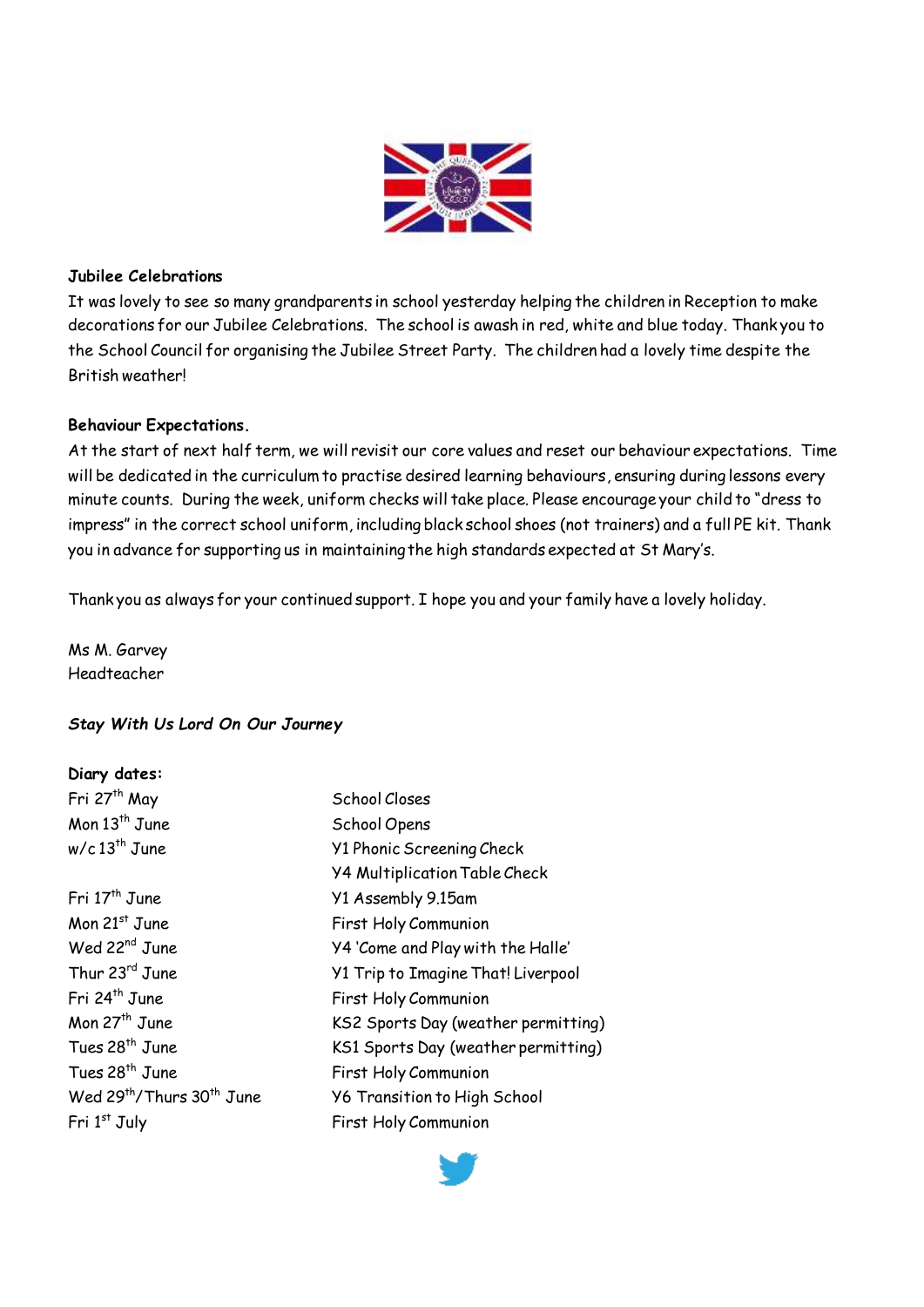**Jubilee Celebrations**

It was lovely to see so many grandparents in school yesterday helping the children in Reception to make decorations for our Jubilee Celebrations. The school is awash in red, white and blue today. Thank you to the School Council for organising the Jubilee Street Party. The children had a lovely time despite the British weather!

**Behaviour Expectations.**

At the start of next half term, we will revisit our core values and reset our behaviour expectations. Time will be dedicated in the curriculum to practise desired learning behaviours, ensuring during lessons every minute counts. During the week, uniform checks will take place. Please encourage your child to "dress to impress" in the correct school uniform, including black school shoes (not trainers) and a full PE kit. Thank you in advance for supporting us in maintaining the high standards expected at St Mary's.

Thank you as always for your continued support. I hope you and your family have a lovely holiday.

Ms M. Garvey
Headteacher

***Stay With Us Lord On Our Journey***

**Diary dates:**

| | |
|---|---|
| Fri 27th May | School Closes |
| Mon 13th June | School Opens |
| w/c 13th June | Y1 Phonic Screening Check |
| | Y4 Multiplication Table Check |
| Fri 17th June | Y1 Assembly 9.15am |
| Mon 21st June | First Holy Communion |
| Wed 22nd June | Y4 'Come and Play with the Halle' |
| Thur 23rd June | Y1 Trip to Imagine That! Liverpool |
| Fri 24th June | First Holy Communion |
| Mon 27th June | KS2 Sports Day (weather permitting) |
| Tues 28th June | KS1 Sports Day (weather permitting) |
| Tues 28th June | First Holy Communion |
| Wed 29th/Thurs 30th June | Y6 Transition to High School |
| Fri 1st July | First Holy Communion |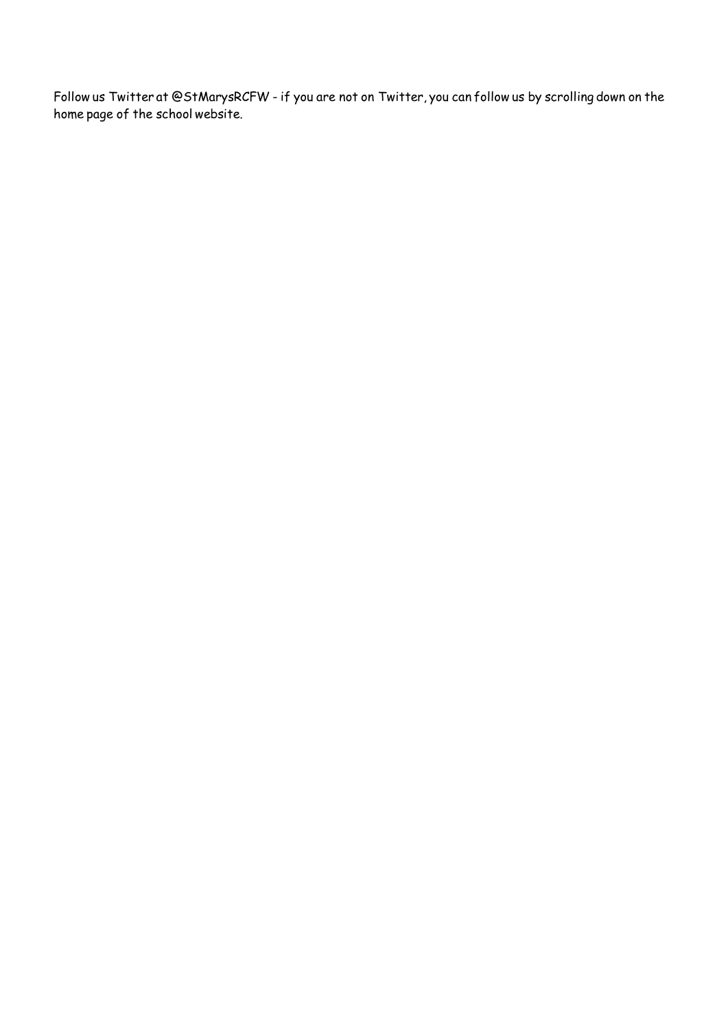Follow us Twitter at @StMarysRCFW - if you are not on Twitter, you can follow us by scrolling down on the home page of the school website.